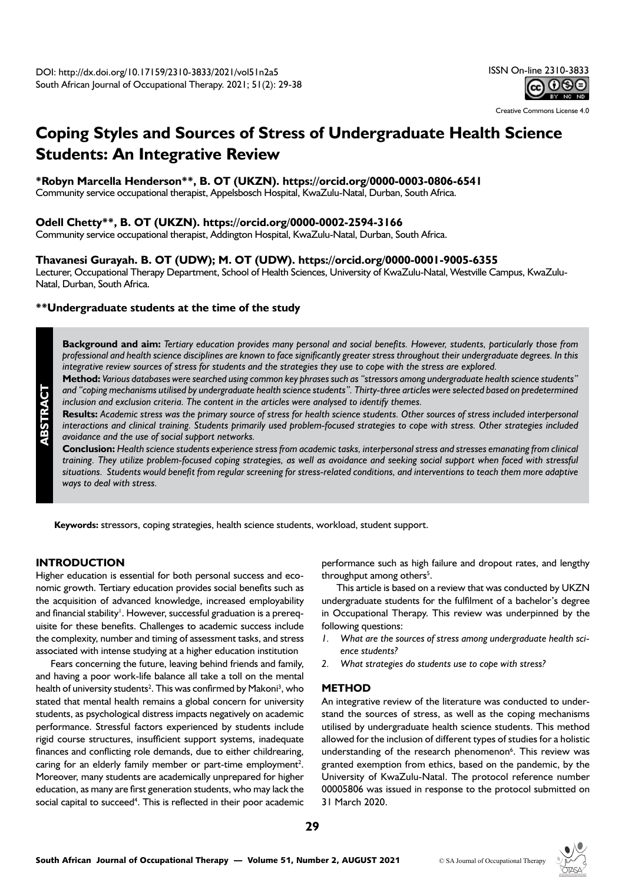DOI: http://dx.doi.org/10.17159/2310-3833/2021/vol51n2a5
South African Journal of Occupational Therapy. 2021; 51(2): 29-38

ISSN On-line 2310-3833

Creative Commons License 4.0

# Coping Styles and Sources of Stress of Undergraduate Health Science Students: An Integrative Review

**\*Robyn Marcella Henderson\*\*, B. OT (UKZN). https://orcid.org/0000-0003-0806-6541**
Community service occupational therapist, Appelsbosch Hospital, KwaZulu-Natal, Durban, South Africa.

**Odell Chetty\*\*, B. OT (UKZN). https://orcid.org/0000-0002-2594-3166**
Community service occupational therapist, Addington Hospital, KwaZulu-Natal, Durban, South Africa.

**Thavanesi Gurayah. B. OT (UDW); M. OT (UDW). https://orcid.org/0000-0001-9005-6355**
Lecturer, Occupational Therapy Department, School of Health Sciences, University of KwaZulu-Natal, Westville Campus, KwaZulu-Natal, Durban, South Africa.

**\*\*Undergraduate students at the time of the study**

## ABSTRACT

**Background and aim:** *Tertiary education provides many personal and social benefits. However, students, particularly those from professional and health science disciplines are known to face significantly greater stress throughout their undergraduate degrees. In this integrative review sources of stress for students and the strategies they use to cope with the stress are explored.*

**Method:** *Various databases were searched using common key phrases such as "stressors among undergraduate health science students" and "coping mechanisms utilised by undergraduate health science students". Thirty-three articles were selected based on predetermined inclusion and exclusion criteria. The content in the articles were analysed to identify themes.*

**Results:** *Academic stress was the primary source of stress for health science students. Other sources of stress included interpersonal interactions and clinical training. Students primarily used problem-focused strategies to cope with stress. Other strategies included avoidance and the use of social support networks.*

**Conclusion:** *Health science students experience stress from academic tasks, interpersonal stress and stresses emanating from clinical training. They utilize problem-focused coping strategies, as well as avoidance and seeking social support when faced with stressful situations. Students would benefit from regular screening for stress-related conditions, and interventions to teach them more adaptive ways to deal with stress.*

**Keywords:** stressors, coping strategies, health science students, workload, student support.

## INTRODUCTION

Higher education is essential for both personal success and economic growth. Tertiary education provides social benefits such as the acquisition of advanced knowledge, increased employability and financial stability[1]. However, successful graduation is a prerequisite for these benefits. Challenges to academic success include the complexity, number and timing of assessment tasks, and stress associated with intense studying at a higher education institution

Fears concerning the future, leaving behind friends and family, and having a poor work-life balance all take a toll on the mental health of university students[2]. This was confirmed by Makoni[3], who stated that mental health remains a global concern for university students, as psychological distress impacts negatively on academic performance. Stressful factors experienced by students include rigid course structures, insufficient support systems, inadequate finances and conflicting role demands, due to either childrearing, caring for an elderly family member or part-time employment[2]. Moreover, many students are academically unprepared for higher education, as many are first generation students, who may lack the social capital to succeed[4]. This is reflected in their poor academic performance such as high failure and dropout rates, and lengthy throughput among others[5].

This article is based on a review that was conducted by UKZN undergraduate students for the fulfilment of a bachelor's degree in Occupational Therapy. This review was underpinned by the following questions:

1. *What are the sources of stress among undergraduate health science students?*
2. *What strategies do students use to cope with stress?*

## METHOD

An integrative review of the literature was conducted to understand the sources of stress, as well as the coping mechanisms utilised by undergraduate health science students. This method allowed for the inclusion of different types of studies for a holistic understanding of the research phenomenon[6]. This review was granted exemption from ethics, based on the pandemic, by the University of KwaZulu-Natal. The protocol reference number 00005806 was issued in response to the protocol submitted on 31 March 2020.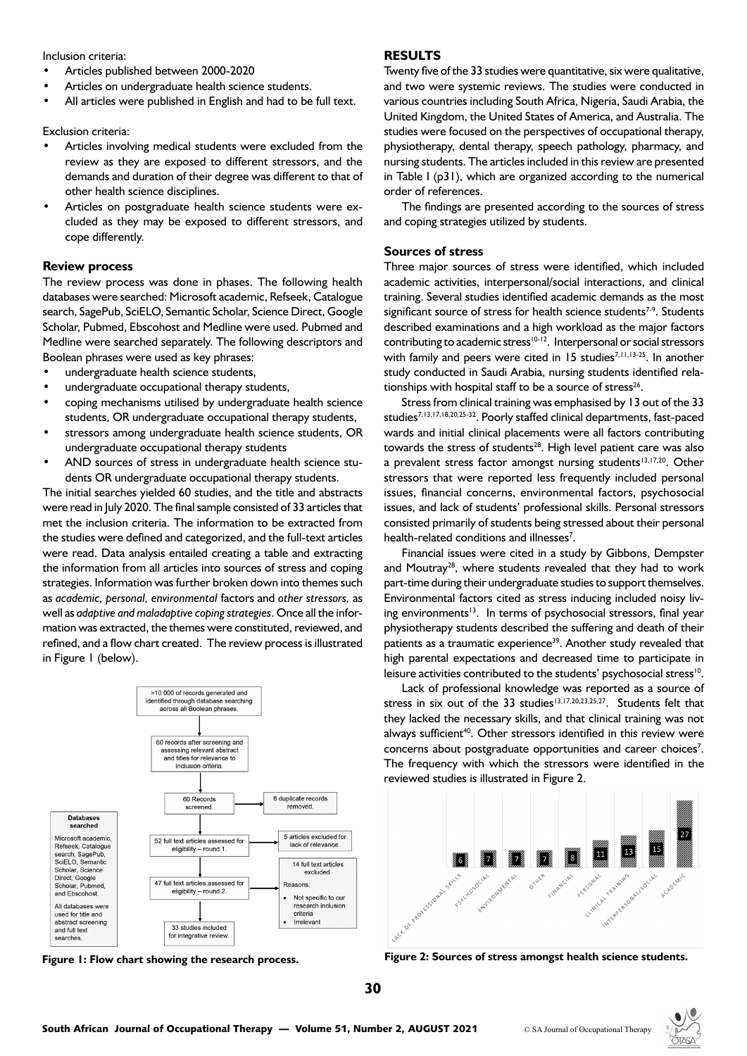Inclusion criteria:

- Articles published between 2000-2020
- Articles on undergraduate health science students.
- All articles were published in English and had to be full text.

Exclusion criteria:

- Articles involving medical students were excluded from the review as they are exposed to different stressors, and the demands and duration of their degree was different to that of other health science disciplines.
- Articles on postgraduate health science students were excluded as they may be exposed to different stressors, and cope differently.

### Review process

The review process was done in phases. The following health databases were searched: Microsoft academic, Refseek, Catalogue search, SagePub, SciELO, Semantic Scholar, Science Direct, Google Scholar, Pubmed, Ebscohost and Medline were used. Pubmed and Medline were searched separately. The following descriptors and Boolean phrases were used as key phrases:

- undergraduate health science students,
- undergraduate occupational therapy students,
- coping mechanisms utilised by undergraduate health science students, OR undergraduate occupational therapy students,
- stressors among undergraduate health science students, OR undergraduate occupational therapy students
- AND sources of stress in undergraduate health science students OR undergraduate occupational therapy students.

The initial searches yielded 60 studies, and the title and abstracts were read in July 2020. The final sample consisted of 33 articles that met the inclusion criteria. The information to be extracted from the studies were defined and categorized, and the full-text articles were read. Data analysis entailed creating a table and extracting the information from all articles into sources of stress and coping strategies. Information was further broken down into themes such as *academic, personal, environmental* factors and *other stressors,* as well as *adaptive and maladaptive coping strategies*. Once all the information was extracted, the themes were constituted, reviewed, and refined, and a flow chart created. The review process is illustrated in Figure 1 (below).

Databases searched: Microsoft academic, Refseek, Catalogue search, SagePub, SciELO, Semantic Scholar, Science Direct, Google Scholar, Pubmed, and Ebscohost. All databases were used for title and abstract screening and full text searches.

- >10 000 of records generated and identified through database searching across all Boolean phrases.
- 60 records after screening and assessing relevant abstract and titles for relevance to inclusion criteria.
- 60 Records screened. → 8 duplicate records removed.
- 52 full text articles assessed for eligibility – round 1. → 5 articles excluded for lack of relevance.
- 47 full text articles assessed for eligibility – round 2. → 14 full text articles excluded. Reasons: Not specific to our research inclusion criteria; Irrelevant
- 33 studies included for integrative review.

**Figure 1: Flow chart showing the research process.**

## RESULTS

Twenty five of the 33 studies were quantitative, six were qualitative, and two were systemic reviews. The studies were conducted in various countries including South Africa, Nigeria, Saudi Arabia, the United Kingdom, the United States of America, and Australia. The studies were focused on the perspectives of occupational therapy, physiotherapy, dental therapy, speech pathology, pharmacy, and nursing students. The articles included in this review are presented in Table I (p31), which are organized according to the numerical order of references.

The findings are presented according to the sources of stress and coping strategies utilized by students.

### Sources of stress

Three major sources of stress were identified, which included academic activities, interpersonal/social interactions, and clinical training. Several studies identified academic demands as the most significant source of stress for health science students[7-9]. Students described examinations and a high workload as the major factors contributing to academic stress[10-12]. Interpersonal or social stressors with family and peers were cited in 15 studies[7,11,13-25]. In another study conducted in Saudi Arabia, nursing students identified relationships with hospital staff to be a source of stress[26].

Stress from clinical training was emphasised by 13 out of the 33 studies[7,13,17,18,20,25-32]. Poorly staffed clinical departments, fast-paced wards and initial clinical placements were all factors contributing towards the stress of students[28]. High level patient care was also a prevalent stress factor amongst nursing students[13,17,20]. Other stressors that were reported less frequently included personal issues, financial concerns, environmental factors, psychosocial issues, and lack of students' professional skills. Personal stressors consisted primarily of students being stressed about their personal health-related conditions and illnesses[7].

Financial issues were cited in a study by Gibbons, Dempster and Moutray[28], where students revealed that they had to work part-time during their undergraduate studies to support themselves. Environmental factors cited as stress inducing included noisy living environments[13]. In terms of psychosocial stressors, final year physiotherapy students described the suffering and death of their patients as a traumatic experience[39]. Another study revealed that high parental expectations and decreased time to participate in leisure activities contributed to the students' psychosocial stress[10].

Lack of professional knowledge was reported as a source of stress in six out of the 33 studies[13,17,20,23,25,27]. Students felt that they lacked the necessary skills, and that clinical training was not always sufficient[40]. Other stressors identified in this review were concerns about postgraduate opportunities and career choices[7]. The frequency with which the stressors were identified in the reviewed studies is illustrated in Figure 2.

| Source of stress | Number of studies |
|---|---|
| Lack of professional skills | 6 |
| Psychosocial | 7 |
| Environmental | 7 |
| Other | 7 |
| Financial | 8 |
| Personal | 11 |
| Clinical training | 13 |
| Interpersonal/social | 15 |
| Academic | 27 |

**Figure 2: Sources of stress amongst health science students.**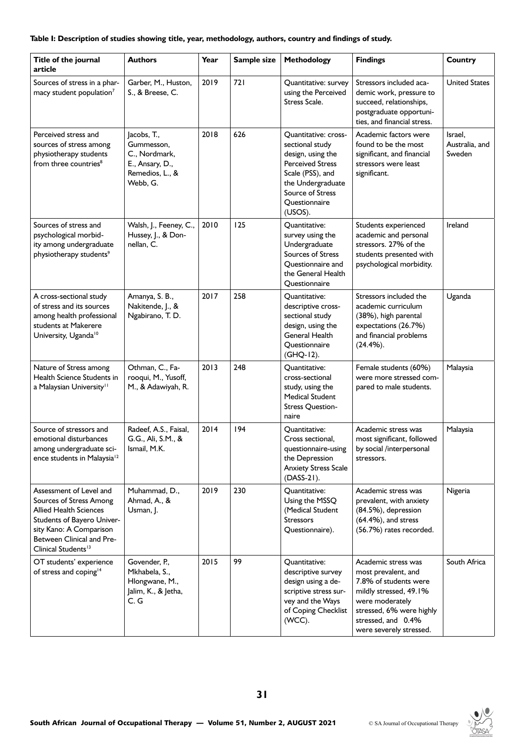**Table I: Description of studies showing title, year, methodology, authors, country and findings of study.**

| Title of the journal article | Authors | Year | Sample size | Methodology | Findings | Country |
|---|---|---|---|---|---|---|
| Sources of stress in a pharmacy student population[7] | Garber, M., Huston, S., & Breese, C. | 2019 | 721 | Quantitative: survey using the Perceived Stress Scale. | Stressors included academic work, pressure to succeed, relationships, postgraduate opportunities, and financial stress. | United States |
| Perceived stress and sources of stress among physiotherapy students from three countries[8] | Jacobs, T., Gummesson, C., Nordmark, E., Ansary, D., Remedios, L., & Webb, G. | 2018 | 626 | Quantitative: cross-sectional study design, using the Perceived Stress Scale (PSS), and the Undergraduate Source of Stress Questionnaire (USOS). | Academic factors were found to be the most significant, and financial stressors were least significant. | Israel, Australia, and Sweden |
| Sources of stress and psychological morbidity among undergraduate physiotherapy students[9] | Walsh, J., Feeney, C., Hussey, J., & Donnellan, C. | 2010 | 125 | Quantitative: survey using the Undergraduate Sources of Stress Questionnaire and the General Health Questionnaire | Students experienced academic and personal stressors. 27% of the students presented with psychological morbidity. | Ireland |
| A cross-sectional study of stress and its sources among health professional students at Makerere University, Uganda[10] | Amanya, S. B., Nakitende, J., & Ngabirano, T. D. | 2017 | 258 | Quantitative: descriptive cross-sectional study design, using the General Health Questionnaire (GHQ-12). | Stressors included the academic curriculum (38%), high parental expectations (26.7%) and financial problems (24.4%). | Uganda |
| Nature of Stress among Health Science Students in a Malaysian University[11] | Othman, C., Farooqui, M., Yusoff, M., & Adawiyah, R. | 2013 | 248 | Quantitative: cross-sectional study, using the Medical Student Stress Questionnaire | Female students (60%) were more stressed compared to male students. | Malaysia |
| Source of stressors and emotional disturbances among undergraduate science students in Malaysia[12] | Radeef, A.S., Faisal, G.G., Ali, S.M., & Ismail, M.K. | 2014 | 194 | Quantitative: Cross sectional, questionnaire-using the Depression Anxiety Stress Scale (DASS-21). | Academic stress was most significant, followed by social /interpersonal stressors. | Malaysia |
| Assessment of Level and Sources of Stress Among Allied Health Sciences Students of Bayero University Kano: A Comparison Between Clinical and Pre-Clinical Students[13] | Muhammad, D., Ahmad, A., & Usman, J. | 2019 | 230 | Quantitative: Using the MSSQ (Medical Student Stressors Questionnaire). | Academic stress was prevalent, with anxiety (84.5%), depression (64.4%), and stress (56.7%) rates recorded. | Nigeria |
| OT students' experience of stress and coping[14] | Govender, P., Mkhabela, S., Hlongwane, M., Jalim, K., & Jetha, C. G | 2015 | 99 | Quantitative: descriptive survey design using a descriptive stress survey and the Ways of Coping Checklist (WCC). | Academic stress was most prevalent, and 7.8% of students were mildly stressed, 49.1% were moderately stressed, 6% were highly stressed, and 0.4% were severely stressed. | South Africa |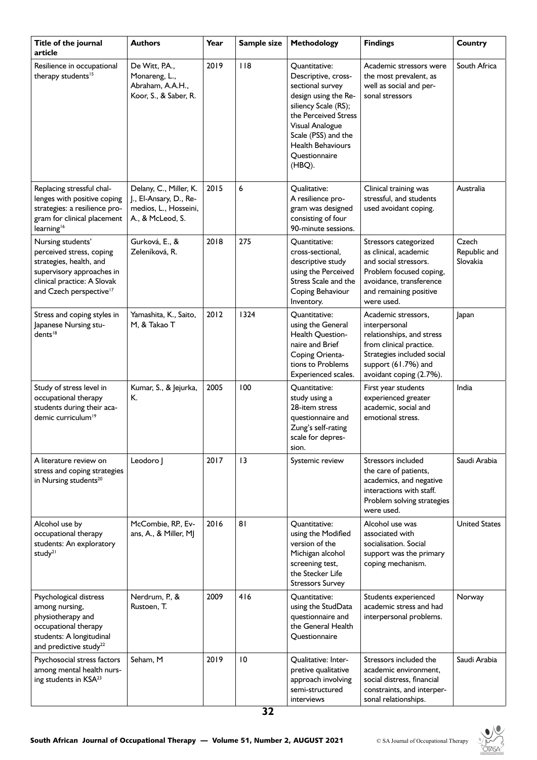| Title of the journal article | Authors | Year | Sample size | Methodology | Findings | Country |
|---|---|---|---|---|---|---|
| Resilience in occupational therapy students[15] | De Witt, P.A., Monareng, L., Abraham, A.A.H., Koor, S., & Saber, R. | 2019 | 118 | Quantitative: Descriptive, cross-sectional survey design using the Resiliency Scale (RS); the Perceived Stress Visual Analogue Scale (PSS) and the Health Behaviours Questionnaire (HBQ). | Academic stressors were the most prevalent, as well as social and personal stressors | South Africa |
| Replacing stressful challenges with positive coping strategies: a resilience program for clinical placement learning[16] | Delany, C., Miller, K. J., El-Ansary, D., Remedios, L., Hosseini, A., & McLeod, S. | 2015 | 6 | Qualitative: A resilience program was designed consisting of four 90-minute sessions. | Clinical training was stressful, and students used avoidant coping. | Australia |
| Nursing students' perceived stress, coping strategies, health, and supervisory approaches in clinical practice: A Slovak and Czech perspective[17] | Gurková, E., & Zeleníková, R. | 2018 | 275 | Quantitative: cross-sectional, descriptive study using the Perceived Stress Scale and the Coping Behaviour Inventory. | Stressors categorized as clinical, academic and social stressors. Problem focused coping, avoidance, transference and remaining positive were used. | Czech Republic and Slovakia |
| Stress and coping styles in Japanese Nursing students[18] | Yamashita, K., Saito, M, & Takao T | 2012 | 1324 | Quantitative: using the General Health Questionnaire and Brief Coping Orientations to Problems Experienced scales. | Academic stressors, interpersonal relationships, and stress from clinical practice. Strategies included social support (61.7%) and avoidant coping (2.7%). | Japan |
| Study of stress level in occupational therapy students during their academic curriculum[19] | Kumar, S., & Jejurka, K. | 2005 | 100 | Quantitative: study using a 28-item stress questionnaire and Zung's self-rating scale for depression. | First year students experienced greater academic, social and emotional stress. | India |
| A literature review on stress and coping strategies in Nursing students[20] | Leodoro J | 2017 | 13 | Systemic review | Stressors included the care of patients, academics, and negative interactions with staff. Problem solving strategies were used. | Saudi Arabia |
| Alcohol use by occupational therapy students: An exploratory study[21] | McCombie, RP., Evans, A., & Miller, MJ | 2016 | 81 | Quantitative: using the Modified version of the Michigan alcohol screening test, the Stecker Life Stressors Survey | Alcohol use was associated with socialisation. Social support was the primary coping mechanism. | United States |
| Psychological distress among nursing, physiotherapy and occupational therapy students: A longitudinal and predictive study[22] | Nerdrum, P., & Rustoen, T. | 2009 | 416 | Quantitative: using the StudData questionnaire and the General Health Questionnaire | Students experienced academic stress and had interpersonal problems. | Norway |
| Psychosocial stress factors among mental health nursing students in KSA[23] | Seham, M | 2019 | 10 | Qualitative: Interpretive qualitative approach involving semi-structured interviews | Stressors included the academic environment, social distress, financial constraints, and interpersonal relationships. | Saudi Arabia |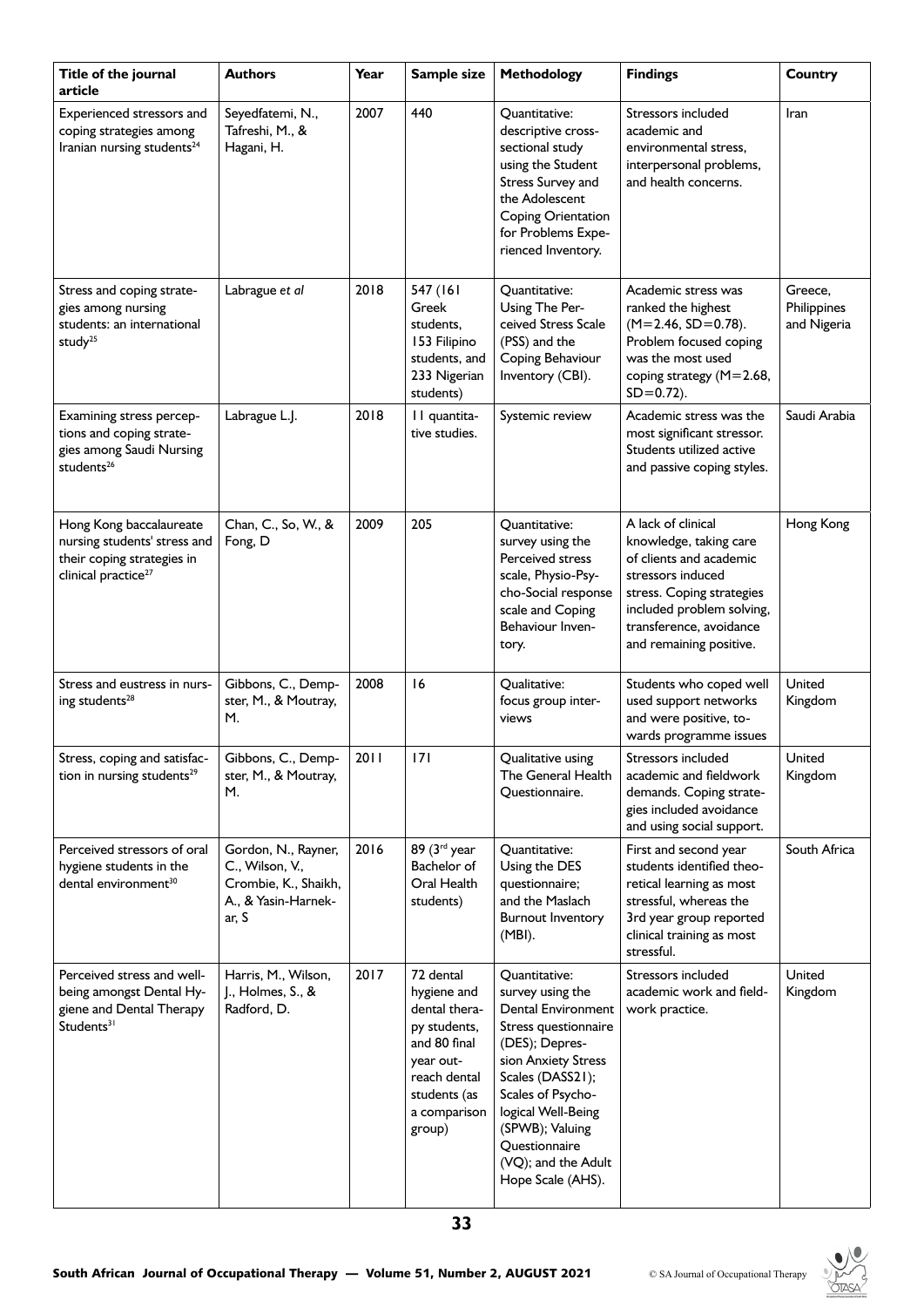| Title of the journal article | Authors | Year | Sample size | Methodology | Findings | Country |
|---|---|---|---|---|---|---|
| Experienced stressors and coping strategies among Iranian nursing students[24] | Seyedfatemi, N., Tafreshi, M., & Hagani, H. | 2007 | 440 | Quantitative: descriptive cross-sectional study using the Student Stress Survey and the Adolescent Coping Orientation for Problems Experienced Inventory. | Stressors included academic and environmental stress, interpersonal problems, and health concerns. | Iran |
| Stress and coping strategies among nursing students: an international study[25] | Labrague *et al* | 2018 | 547 (161 Greek students, 153 Filipino students, and 233 Nigerian students) | Quantitative: Using The Perceived Stress Scale (PSS) and the Coping Behaviour Inventory (CBI). | Academic stress was ranked the highest (M=2.46, SD=0.78). Problem focused coping was the most used coping strategy (M=2.68, SD=0.72). | Greece, Philippines and Nigeria |
| Examining stress perceptions and coping strategies among Saudi Nursing students[26] | Labrague L.J. | 2018 | 11 quantitative studies. | Systemic review | Academic stress was the most significant stressor. Students utilized active and passive coping styles. | Saudi Arabia |
| Hong Kong baccalaureate nursing students' stress and their coping strategies in clinical practice[27] | Chan, C., So, W., & Fong, D | 2009 | 205 | Quantitative: survey using the Perceived stress scale, Physio-Psycho-Social response scale and Coping Behaviour Inventory. | A lack of clinical knowledge, taking care of clients and academic stressors induced stress. Coping strategies included problem solving, transference, avoidance and remaining positive. | Hong Kong |
| Stress and eustress in nursing students[28] | Gibbons, C., Dempster, M., & Moutray, M. | 2008 | 16 | Qualitative: focus group interviews | Students who coped well used support networks and were positive, towards programme issues | United Kingdom |
| Stress, coping and satisfaction in nursing students[29] | Gibbons, C., Dempster, M., & Moutray, M. | 2011 | 171 | Qualitative using The General Health Questionnaire. | Stressors included academic and fieldwork demands. Coping strategies included avoidance and using social support. | United Kingdom |
| Perceived stressors of oral hygiene students in the dental environment[30] | Gordon, N., Rayner, C., Wilson, V., Crombie, K., Shaikh, A., & Yasin-Harnekar, S | 2016 | 89 (3rd year Bachelor of Oral Health students) | Quantitative: Using the DES questionnaire; and the Maslach Burnout Inventory (MBI). | First and second year students identified theoretical learning as most stressful, whereas the 3rd year group reported clinical training as most stressful. | South Africa |
| Perceived stress and well-being amongst Dental Hygiene and Dental Therapy Students[31] | Harris, M., Wilson, J., Holmes, S., & Radford, D. | 2017 | 72 dental hygiene and dental therapy students, and 80 final year outreach dental students (as a comparison group) | Quantitative: survey using the Dental Environment Stress questionnaire (DES); Depression Anxiety Stress Scales (DASS21); Scales of Psychological Well-Being (SPWB); Valuing Questionnaire (VQ); and the Adult Hope Scale (AHS). | Stressors included academic work and fieldwork practice. | United Kingdom |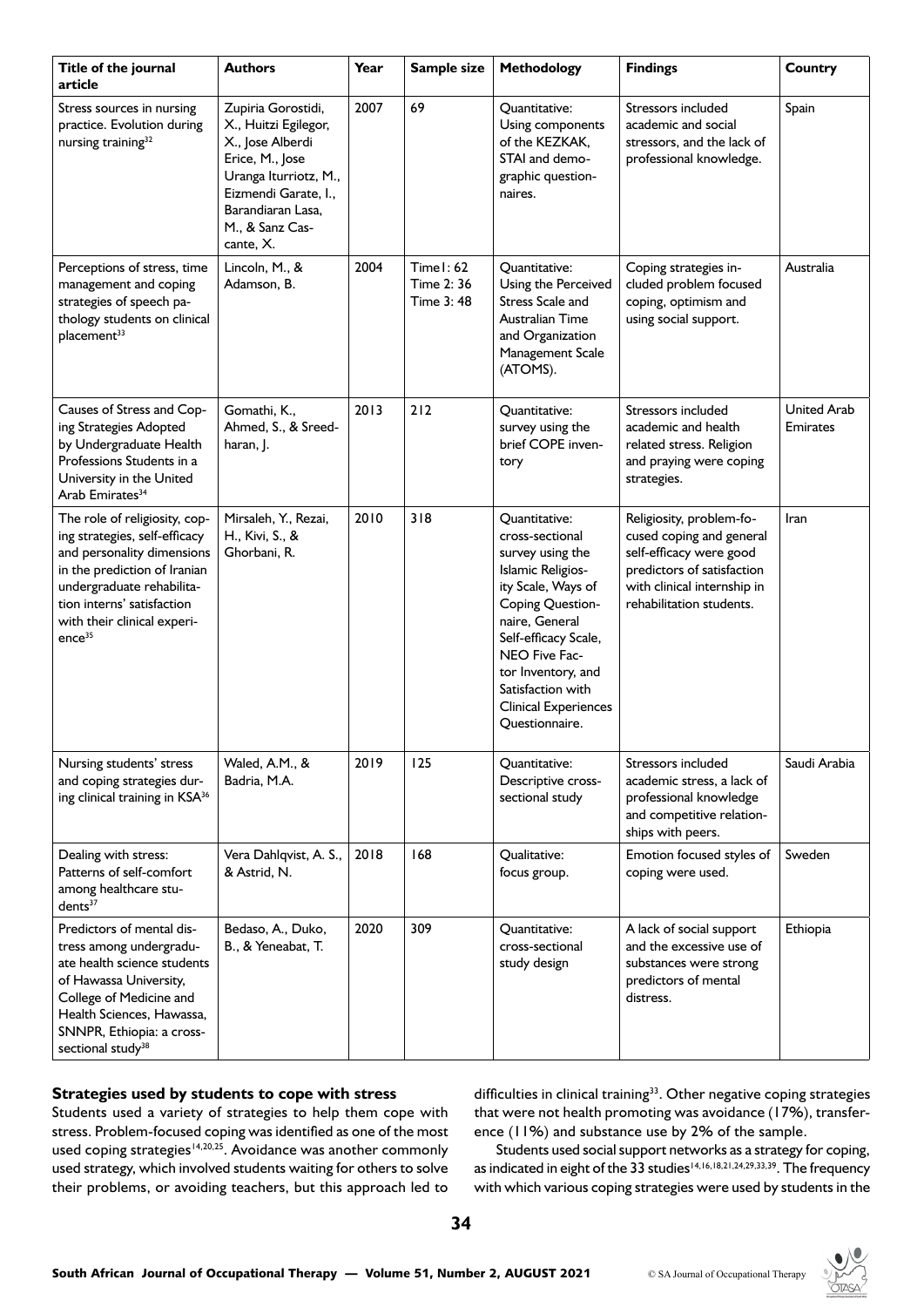| Title of the journal article | Authors | Year | Sample size | Methodology | Findings | Country |
|---|---|---|---|---|---|---|
| Stress sources in nursing practice. Evolution during nursing training[32] | Zupiria Gorostidi, X., Huitzi Egilegor, X., Jose Alberdi Erice, M., Jose Uranga Iturriotz, M., Eizmendi Garate, I., Barandiaran Lasa, M., & Sanz Cascante, X. | 2007 | 69 | Quantitative: Using components of the KEZKAK, STAI and demographic questionnaires. | Stressors included academic and social stressors, and the lack of professional knowledge. | Spain |
| Perceptions of stress, time management and coping strategies of speech pathology students on clinical placement[33] | Lincoln, M., & Adamson, B. | 2004 | Time1: 62 Time 2: 36 Time 3: 48 | Quantitative: Using the Perceived Stress Scale and Australian Time and Organization Management Scale (ATOMS). | Coping strategies included problem focused coping, optimism and using social support. | Australia |
| Causes of Stress and Coping Strategies Adopted by Undergraduate Health Professions Students in a University in the United Arab Emirates[34] | Gomathi, K., Ahmed, S., & Sreedharan, J. | 2013 | 212 | Quantitative: survey using the brief COPE inventory | Stressors included academic and health related stress. Religion and praying were coping strategies. | United Arab Emirates |
| The role of religiosity, coping strategies, self-efficacy and personality dimensions in the prediction of Iranian undergraduate rehabilitation interns' satisfaction with their clinical experience[35] | Mirsaleh, Y., Rezai, H., Kivi, S., & Ghorbani, R. | 2010 | 318 | Quantitative: cross-sectional survey using the Islamic Religiosity Scale, Ways of Coping Questionnaire, General Self-efficacy Scale, NEO Five Factor Inventory, and Satisfaction with Clinical Experiences Questionnaire. | Religiosity, problem-focused coping and general self-efficacy were good predictors of satisfaction with clinical internship in rehabilitation students. | Iran |
| Nursing students' stress and coping strategies during clinical training in KSA[36] | Waled, A.M., & Badria, M.A. | 2019 | 125 | Quantitative: Descriptive cross-sectional study | Stressors included academic stress, a lack of professional knowledge and competitive relationships with peers. | Saudi Arabia |
| Dealing with stress: Patterns of self-comfort among healthcare students[37] | Vera Dahlqvist, A. S., & Astrid, N. | 2018 | 168 | Qualitative: focus group. | Emotion focused styles of coping were used. | Sweden |
| Predictors of mental distress among undergraduate health science students of Hawassa University, College of Medicine and Health Sciences, Hawassa, SNNPR, Ethiopia: a cross-sectional study[38] | Bedaso, A., Duko, B., & Yeneabat, T. | 2020 | 309 | Quantitative: cross-sectional study design | A lack of social support and the excessive use of substances were strong predictors of mental distress. | Ethiopia |

### Strategies used by students to cope with stress

Students used a variety of strategies to help them cope with stress. Problem-focused coping was identified as one of the most used coping strategies[14,20,25]. Avoidance was another commonly used strategy, which involved students waiting for others to solve their problems, or avoiding teachers, but this approach led to difficulties in clinical training[33]. Other negative coping strategies that were not health promoting was avoidance (17%), transference (11%) and substance use by 2% of the sample.

Students used social support networks as a strategy for coping, as indicated in eight of the 33 studies[14,16,18,21,24,29,33,39]. The frequency with which various coping strategies were used by students in the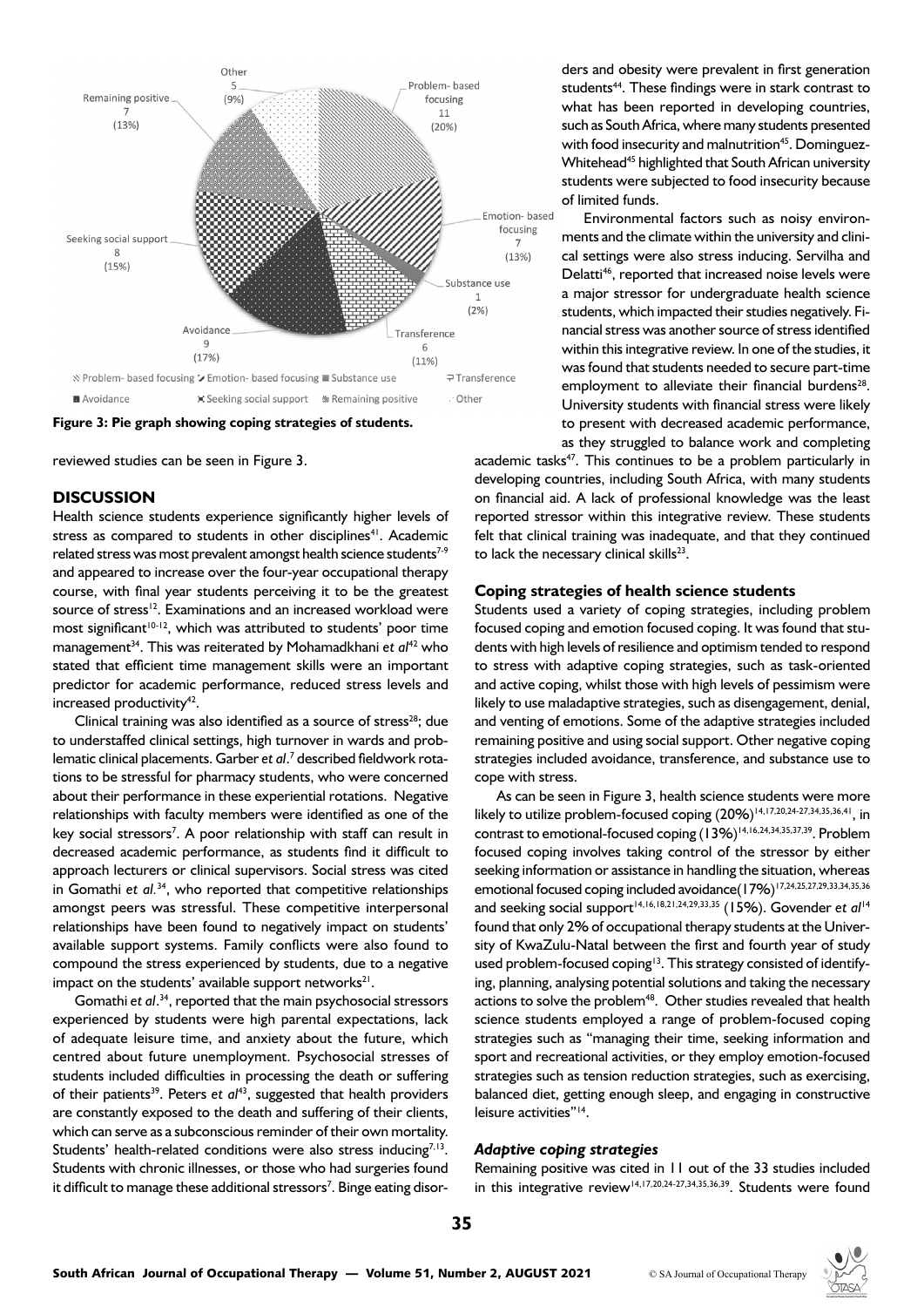Figure 3: Pie graph showing coping strategies of students.

reviewed studies can be seen in Figure 3.

## DISCUSSION

Health science students experience significantly higher levels of stress as compared to students in other disciplines[41]. Academic related stress was most prevalent amongst health science students[7-9] and appeared to increase over the four-year occupational therapy course, with final year students perceiving it to be the greatest source of stress[12]. Examinations and an increased workload were most significant[10-12], which was attributed to students' poor time management[34]. This was reiterated by Mohamadkhani *et al*[42] who stated that efficient time management skills were an important predictor for academic performance, reduced stress levels and increased productivity[42].

Clinical training was also identified as a source of stress[28]; due to understaffed clinical settings, high turnover in wards and problematic clinical placements. Garber *et al*.[7] described fieldwork rotations to be stressful for pharmacy students, who were concerned about their performance in these experiential rotations. Negative relationships with faculty members were identified as one of the key social stressors[7]. A poor relationship with staff can result in decreased academic performance, as students find it difficult to approach lecturers or clinical supervisors. Social stress was cited in Gomathi *et al.*[34], who reported that competitive relationships amongst peers was stressful. These competitive interpersonal relationships have been found to negatively impact on students' available support systems. Family conflicts were also found to compound the stress experienced by students, due to a negative impact on the students' available support networks[21].

Gomathi *et al*.[34], reported that the main psychosocial stressors experienced by students were high parental expectations, lack of adequate leisure time, and anxiety about the future, which centred about future unemployment. Psychosocial stresses of students included difficulties in processing the death or suffering of their patients[39]. Peters *et al*[43], suggested that health providers are constantly exposed to the death and suffering of their clients, which can serve as a subconscious reminder of their own mortality. Students' health-related conditions were also stress inducing[7,13]. Students with chronic illnesses, or those who had surgeries found it difficult to manage these additional stressors[7]. Binge eating disorders and obesity were prevalent in first generation students[44]. These findings were in stark contrast to what has been reported in developing countries, such as South Africa, where many students presented with food insecurity and malnutrition[45]. Dominguez-Whitehead[45] highlighted that South African university students were subjected to food insecurity because of limited funds.

Environmental factors such as noisy environments and the climate within the university and clinical settings were also stress inducing. Servilha and Delatti[46], reported that increased noise levels were a major stressor for undergraduate health science students, which impacted their studies negatively. Financial stress was another source of stress identified within this integrative review. In one of the studies, it was found that students needed to secure part-time employment to alleviate their financial burdens[28]. University students with financial stress were likely to present with decreased academic performance, as they struggled to balance work and completing academic tasks[47]. This continues to be a problem particularly in developing countries, including South Africa, with many students on financial aid. A lack of professional knowledge was the least reported stressor within this integrative review. These students felt that clinical training was inadequate, and that they continued to lack the necessary clinical skills[23].

### Coping strategies of health science students

Students used a variety of coping strategies, including problem focused coping and emotion focused coping. It was found that students with high levels of resilience and optimism tended to respond to stress with adaptive coping strategies, such as task-oriented and active coping, whilst those with high levels of pessimism were likely to use maladaptive strategies, such as disengagement, denial, and venting of emotions. Some of the adaptive strategies included remaining positive and using social support. Other negative coping strategies included avoidance, transference, and substance use to cope with stress.

As can be seen in Figure 3, health science students were more likely to utilize problem-focused coping (20%)[14,17,20,24-27,34,35,36,41], in contrast to emotional-focused coping (13%)[14,16,24,34,35,37,39]. Problem focused coping involves taking control of the stressor by either seeking information or assistance in handling the situation, whereas emotional focused coping included avoidance(17%)[17,24,25,27,29,33,34,35,36] and seeking social support[14,16,18,21,24,29,33,35] (15%). Govender *et al*[14] found that only 2% of occupational therapy students at the University of KwaZulu-Natal between the first and fourth year of study used problem-focused coping[13]. This strategy consisted of identifying, planning, analysing potential solutions and taking the necessary actions to solve the problem[48]. Other studies revealed that health science students employed a range of problem-focused coping strategies such as "managing their time, seeking information and sport and recreational activities, or they employ emotion-focused strategies such as tension reduction strategies, such as exercising, balanced diet, getting enough sleep, and engaging in constructive leisure activities"[14].

#### *Adaptive coping strategies*

Remaining positive was cited in 11 out of the 33 studies included in this integrative review[14,17,20,24-27,34,35,36,39]. Students were found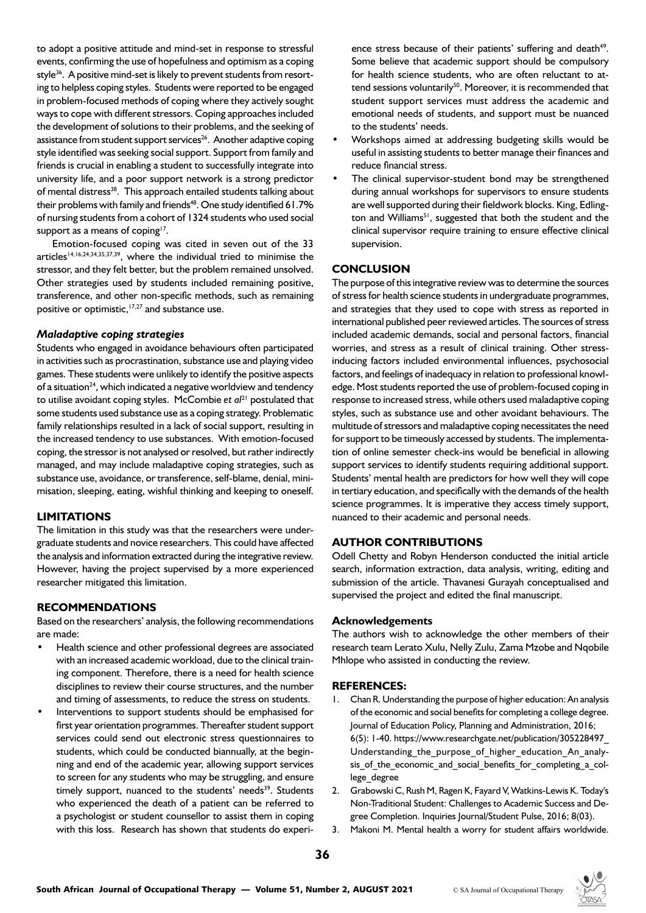to adopt a positive attitude and mind-set in response to stressful events, confirming the use of hopefulness and optimism as a coping style[36]. A positive mind-set is likely to prevent students from resorting to helpless coping styles. Students were reported to be engaged in problem-focused methods of coping where they actively sought ways to cope with different stressors. Coping approaches included the development of solutions to their problems, and the seeking of assistance from student support services[26]. Another adaptive coping style identified was seeking social support. Support from family and friends is crucial in enabling a student to successfully integrate into university life, and a poor support network is a strong predictor of mental distress[38]. This approach entailed students talking about their problems with family and friends[48]. One study identified 61.7% of nursing students from a cohort of 1324 students who used social support as a means of coping[17].

Emotion-focused coping was cited in seven out of the 33 articles[14,16,24,34,35,37,39], where the individual tried to minimise the stressor, and they felt better, but the problem remained unsolved. Other strategies used by students included remaining positive, transference, and other non-specific methods, such as remaining positive or optimistic,[17,27] and substance use.

### *Maladaptive coping strategies*

Students who engaged in avoidance behaviours often participated in activities such as procrastination, substance use and playing video games. These students were unlikely to identify the positive aspects of a situation[24], which indicated a negative worldview and tendency to utilise avoidant coping styles. McCombie *et al*[21] postulated that some students used substance use as a coping strategy. Problematic family relationships resulted in a lack of social support, resulting in the increased tendency to use substances. With emotion-focused coping, the stressor is not analysed or resolved, but rather indirectly managed, and may include maladaptive coping strategies, such as substance use, avoidance, or transference, self-blame, denial, minimisation, sleeping, eating, wishful thinking and keeping to oneself.

## LIMITATIONS

The limitation in this study was that the researchers were undergraduate students and novice researchers. This could have affected the analysis and information extracted during the integrative review. However, having the project supervised by a more experienced researcher mitigated this limitation.

## RECOMMENDATIONS

Based on the researchers' analysis, the following recommendations are made:

- Health science and other professional degrees are associated with an increased academic workload, due to the clinical training component. Therefore, there is a need for health science disciplines to review their course structures, and the number and timing of assessments, to reduce the stress on students.
- Interventions to support students should be emphasised for first year orientation programmes. Thereafter student support services could send out electronic stress questionnaires to students, which could be conducted biannually, at the beginning and end of the academic year, allowing support services to screen for any students who may be struggling, and ensure timely support, nuanced to the students' needs[39]. Students who experienced the death of a patient can be referred to a psychologist or student counsellor to assist them in coping with this loss. Research has shown that students do experience stress because of their patients' suffering and death[49]. Some believe that academic support should be compulsory for health science students, who are often reluctant to attend sessions voluntarily[50]. Moreover, it is recommended that student support services must address the academic and emotional needs of students, and support must be nuanced to the students' needs.
- Workshops aimed at addressing budgeting skills would be useful in assisting students to better manage their finances and reduce financial stress.
- The clinical supervisor-student bond may be strengthened during annual workshops for supervisors to ensure students are well supported during their fieldwork blocks. King, Edlington and Williams[51], suggested that both the student and the clinical supervisor require training to ensure effective clinical supervision.

## CONCLUSION

The purpose of this integrative review was to determine the sources of stress for health science students in undergraduate programmes, and strategies that they used to cope with stress as reported in international published peer reviewed articles. The sources of stress included academic demands, social and personal factors, financial worries, and stress as a result of clinical training. Other stress-inducing factors included environmental influences, psychosocial factors, and feelings of inadequacy in relation to professional knowledge. Most students reported the use of problem-focused coping in response to increased stress, while others used maladaptive coping styles, such as substance use and other avoidant behaviours. The multitude of stressors and maladaptive coping necessitates the need for support to be timeously accessed by students. The implementation of online semester check-ins would be beneficial in allowing support services to identify students requiring additional support. Students' mental health are predictors for how well they will cope in tertiary education, and specifically with the demands of the health science programmes. It is imperative they access timely support, nuanced to their academic and personal needs.

## AUTHOR CONTRIBUTIONS

Odell Chetty and Robyn Henderson conducted the initial article search, information extraction, data analysis, writing, editing and submission of the article. Thavanesi Gurayah conceptualised and supervised the project and edited the final manuscript.

### Acknowledgements

The authors wish to acknowledge the other members of their research team Lerato Xulu, Nelly Zulu, Zama Mzobe and Nqobile Mhlope who assisted in conducting the review.

## REFERENCES:

1. Chan R. Understanding the purpose of higher education: An analysis of the economic and social benefits for completing a college degree. Journal of Education Policy, Planning and Administration, 2016; 6(5): 1-40. https://www.researchgate.net/publication/305228497_Understanding_the_purpose_of_higher_education_An_analysis_of_the_economic_and_social_benefits_for_completing_a_college_degree
2. Grabowski C, Rush M, Ragen K, Fayard V, Watkins-Lewis K. Today's Non-Traditional Student: Challenges to Academic Success and Degree Completion. Inquiries Journal/Student Pulse, 2016; 8(03).
3. Makoni M. Mental health a worry for student affairs worldwide.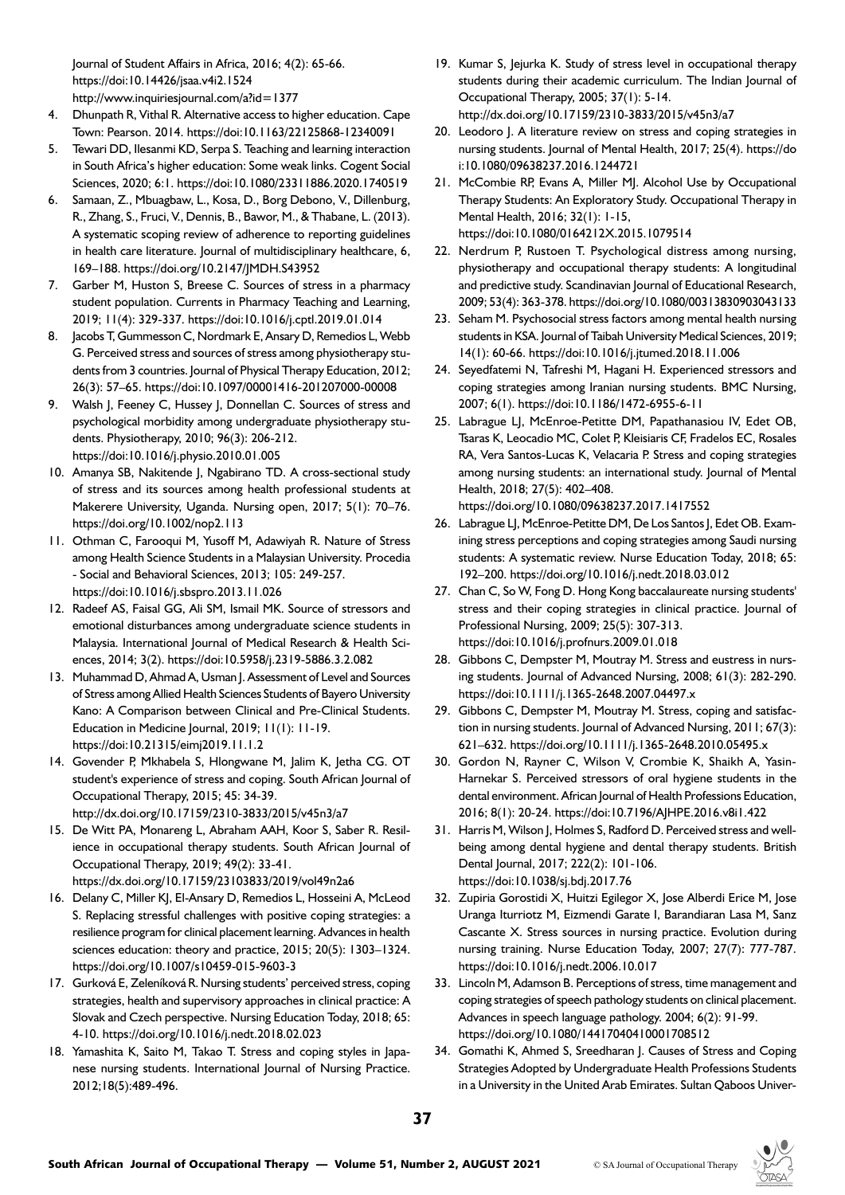Journal of Student Affairs in Africa, 2016; 4(2): 65-66. https://doi:10.14426/jsaa.v4i2.1524
http://www.inquiriesjournal.com/a?id=1377

4. Dhunpath R, Vithal R. Alternative access to higher education. Cape Town: Pearson. 2014. https://doi:10.1163/22125868-12340091
5. Tewari DD, Ilesanmi KD, Serpa S. Teaching and learning interaction in South Africa's higher education: Some weak links. Cogent Social Sciences, 2020; 6:1. https://doi:10.1080/23311886.2020.1740519
6. Samaan, Z., Mbuagbaw, L., Kosa, D., Borg Debono, V., Dillenburg, R., Zhang, S., Fruci, V., Dennis, B., Bawor, M., & Thabane, L. (2013). A systematic scoping review of adherence to reporting guidelines in health care literature. Journal of multidisciplinary healthcare, 6, 169–188. https://doi.org/10.2147/JMDH.S43952
7. Garber M, Huston S, Breese C. Sources of stress in a pharmacy student population. Currents in Pharmacy Teaching and Learning, 2019; 11(4): 329-337. https://doi:10.1016/j.cptl.2019.01.014
8. Jacobs T, Gummesson C, Nordmark E, Ansary D, Remedios L, Webb G. Perceived stress and sources of stress among physiotherapy students from 3 countries. Journal of Physical Therapy Education, 2012; 26(3): 57–65. https://doi:10.1097/00001416-201207000-00008
9. Walsh J, Feeney C, Hussey J, Donnellan C. Sources of stress and psychological morbidity among undergraduate physiotherapy students. Physiotherapy, 2010; 96(3): 206-212. https://doi:10.1016/j.physio.2010.01.005
10. Amanya SB, Nakitende J, Ngabirano TD. A cross-sectional study of stress and its sources among health professional students at Makerere University, Uganda. Nursing open, 2017; 5(1): 70–76. https://doi.org/10.1002/nop2.113
11. Othman C, Farooqui M, Yusoff M, Adawiyah R. Nature of Stress among Health Science Students in a Malaysian University. Procedia - Social and Behavioral Sciences, 2013; 105: 249-257. https://doi:10.1016/j.sbspro.2013.11.026
12. Radeef AS, Faisal GG, Ali SM, Ismail MK. Source of stressors and emotional disturbances among undergraduate science students in Malaysia. International Journal of Medical Research & Health Sciences, 2014; 3(2). https://doi:10.5958/j.2319-5886.3.2.082
13. Muhammad D, Ahmad A, Usman J. Assessment of Level and Sources of Stress among Allied Health Sciences Students of Bayero University Kano: A Comparison between Clinical and Pre-Clinical Students. Education in Medicine Journal, 2019; 11(1): 11-19. https://doi:10.21315/eimj2019.11.1.2
14. Govender P, Mkhabela S, Hlongwane M, Jalim K, Jetha CG. OT student's experience of stress and coping. South African Journal of Occupational Therapy, 2015; 45: 34-39. http://dx.doi.org/10.17159/2310-3833/2015/v45n3/a7
15. De Witt PA, Monareng L, Abraham AAH, Koor S, Saber R. Resilience in occupational therapy students. South African Journal of Occupational Therapy, 2019; 49(2): 33-41. https://dx.doi.org/10.17159/23103833/2019/vol49n2a6
16. Delany C, Miller KJ, El-Ansary D, Remedios L, Hosseini A, McLeod S. Replacing stressful challenges with positive coping strategies: a resilience program for clinical placement learning. Advances in health sciences education: theory and practice, 2015; 20(5): 1303–1324. https://doi.org/10.1007/s10459-015-9603-3
17. Gurková E, Zeleníková R. Nursing students' perceived stress, coping strategies, health and supervisory approaches in clinical practice: A Slovak and Czech perspective. Nursing Education Today, 2018; 65: 4-10. https://doi.org/10.1016/j.nedt.2018.02.023
18. Yamashita K, Saito M, Takao T. Stress and coping styles in Japanese nursing students. International Journal of Nursing Practice. 2012;18(5):489-496.
19. Kumar S, Jejurka K. Study of stress level in occupational therapy students during their academic curriculum. The Indian Journal of Occupational Therapy, 2005; 37(1): 5-14. http://dx.doi.org/10.17159/2310-3833/2015/v45n3/a7
20. Leodoro J. A literature review on stress and coping strategies in nursing students. The Journal of Mental Health, 2017; 25(4). https://doi:10.1080/09638237.2016.1244721
21. McCombie RP, Evans A, Miller MJ. Alcohol Use by Occupational Therapy Students: An Exploratory Study. Occupational Therapy in Mental Health, 2016; 32(1): 1-15, https://doi:10.1080/0164212X.2015.1079514
22. Nerdrum P, Rustoen T. Psychological distress among nursing, physiotherapy and occupational therapy students: A longitudinal and predictive study. Scandinavian Journal of Educational Research, 2009; 53(4): 363-378. https://doi.org/10.1080/00313830903043133
23. Seham M. Psychosocial stress factors among mental health nursing students in KSA. Journal of Taibah University Medical Sciences, 2019; 14(1): 60-66. https://doi:10.1016/j.jtumed.2018.11.006
24. Seyedfatemi N, Tafreshi M, Hagani H. Experienced stressors and coping strategies among Iranian nursing students. BMC Nursing, 2007; 6(1). https://doi:10.1186/1472-6955-6-11
25. Labrague LJ, McEnroe-Petitte DM, Papathanasiou IV, Edet OB, Tsaras K, Leocadio MC, Colet P, Kleisiaris CF, Fradelos EC, Rosales RA, Vera Santos-Lucas K, Velacaria P. Stress and coping strategies among nursing students: an international study. Journal of Mental Health, 2018; 27(5): 402–408. https://doi.org/10.1080/09638237.2017.1417552
26. Labrague LJ, McEnroe-Petitte DM, De Los Santos J, Edet OB. Examining stress perceptions and coping strategies among Saudi nursing students: A systematic review. Nurse Education Today, 2018; 65: 192–200. https://doi.org/10.1016/j.nedt.2018.03.012
27. Chan C, So W, Fong D. Hong Kong baccalaureate nursing students' stress and their coping strategies in clinical practice. Journal of Professional Nursing, 2009; 25(5): 307-313. https://doi:10.1016/j.profnurs.2009.01.018
28. Gibbons C, Dempster M, Moutray M. Stress and eustress in nursing students. Journal of Advanced Nursing, 2008; 61(3): 282-290. https://doi:10.1111/j.1365-2648.2007.04497.x
29. Gibbons C, Dempster M, Moutray M. Stress, coping and satisfaction in nursing students. Journal of Advanced Nursing, 2011; 67(3): 621–632. https://doi.org/10.1111/j.1365-2648.2010.05495.x
30. Gordon N, Rayner C, Wilson V, Crombie K, Shaikh A, Yasin-Harnekar S. Perceived stressors of oral hygiene students in the dental environment. African Journal of Health Professions Education, 2016; 8(1): 20-24. https://doi:10.7196/AJHPE.2016.v8i1.422
31. Harris M, Wilson J, Holmes S, Radford D. Perceived stress and well-being among dental hygiene and dental therapy students. British Dental Journal, 2017; 222(2): 101-106. https://doi:10.1038/sj.bdj.2017.76
32. Zupiria Gorostidi X, Huitzi Egilegor X, Jose Alberdi Erice M, Jose Uranga Iturriotz M, Eizmendi Garate I, Barandiaran Lasa M, Sanz Cascante X. Stress sources in nursing practice. Evolution during nursing training. Nurse Education Today, 2007; 27(7): 777-787. https://doi:10.1016/j.nedt.2006.10.017
33. Lincoln M, Adamson B. Perceptions of stress, time management and coping strategies of speech pathology students on clinical placement. Advances in speech language pathology. 2004; 6(2): 91-99. https://doi.org/10.1080/14417040410001708512
34. Gomathi K, Ahmed S, Sreedharan J. Causes of Stress and Coping Strategies Adopted by Undergraduate Health Professions Students in a University in the United Arab Emirates. Sultan Qaboos Univer-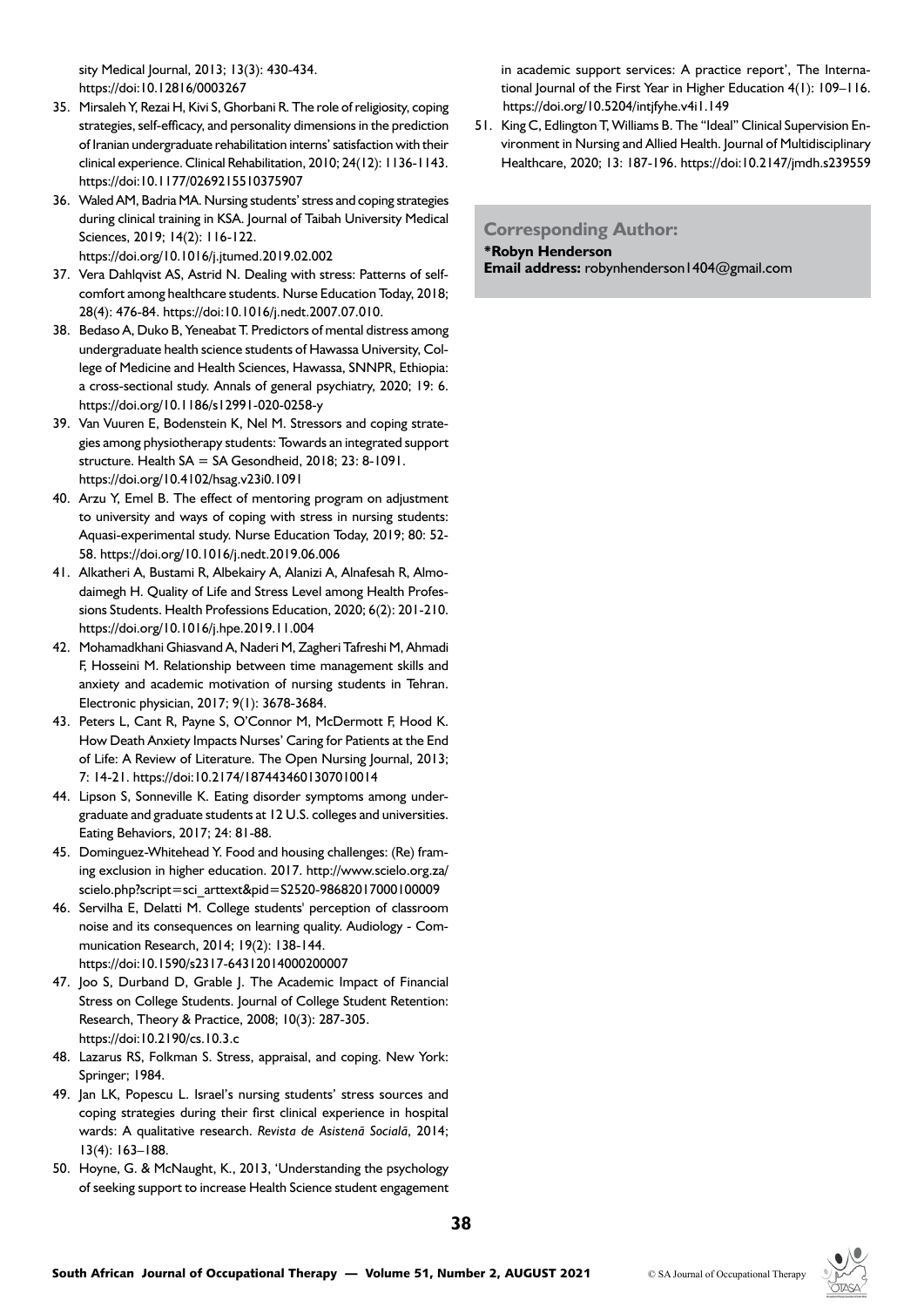sity Medical Journal, 2013; 13(3): 430-434. https://doi:10.12816/0003267

35. Mirsaleh Y, Rezai H, Kivi S, Ghorbani R. The role of religiosity, coping strategies, self-efficacy, and personality dimensions in the prediction of Iranian undergraduate rehabilitation interns' satisfaction with their clinical experience. Clinical Rehabilitation, 2010; 24(12): 1136-1143. https://doi:10.1177/0269215510375907
36. Waled AM, Badria MA. Nursing students' stress and coping strategies during clinical training in KSA. Journal of Taibah University Medical Sciences, 2019; 14(2): 116-122. https://doi.org/10.1016/j.jtumed.2019.02.002
37. Vera Dahlqvist AS, Astrid N. Dealing with stress: Patterns of self-comfort among healthcare students. Nurse Education Today, 2018; 28(4): 476-84. https://doi:10.1016/j.nedt.2007.07.010.
38. Bedaso A, Duko B, Yeneabat T. Predictors of mental distress among undergraduate health science students of Hawassa University, College of Medicine and Health Sciences, Hawassa, SNNPR, Ethiopia: a cross-sectional study. Annals of general psychiatry, 2020; 19: 6. https://doi.org/10.1186/s12991-020-0258-y
39. Van Vuuren E, Bodenstein K, Nel M. Stressors and coping strategies among physiotherapy students: Towards an integrated support structure. Health SA = SA Gesondheid, 2018; 23: 8-1091. https://doi.org/10.4102/hsag.v23i0.1091
40. Arzu Y, Emel B. The effect of mentoring program on adjustment to university and ways of coping with stress in nursing students: Aquasi-experimental study. Nurse Education Today, 2019; 80: 52-58. https://doi.org/10.1016/j.nedt.2019.06.006
41. Alkatheri A, Bustami R, Albekairy A, Alanizi A, Alnafesah R, Almodaimegh H. Quality of Life and Stress Level among Health Professions Students. Health Professions Education, 2020; 6(2): 201-210. https://doi.org/10.1016/j.hpe.2019.11.004
42. Mohamadkhani Ghiasvand A, Naderi M, Zagheri Tafreshi M, Ahmadi F, Hosseini M. Relationship between time management skills and anxiety and academic motivation of nursing students in Tehran. Electronic physician, 2017; 9(1): 3678-3684.
43. Peters L, Cant R, Payne S, O'Connor M, McDermott F, Hood K. How Death Anxiety Impacts Nurses' Caring for Patients at the End of Life: A Review of Literature. The Open Nursing Journal, 2013; 7: 14-21. https://doi:10.2174/1874434601307010014
44. Lipson S, Sonneville K. Eating disorder symptoms among undergraduate and graduate students at 12 U.S. colleges and universities. Eating Behaviors, 2017; 24: 81-88.
45. Dominguez-Whitehead Y. Food and housing challenges: (Re) framing exclusion in higher education. 2017. http://www.scielo.org.za/scielo.php?script=sci_arttext&pid=S2520-98682017000100009
46. Servilha E, Delatti M. College students' perception of classroom noise and its consequences on learning quality. Audiology - Communication Research, 2014; 19(2): 138-144. https://doi:10.1590/s2317-64312014000200007
47. Joo S, Durband D, Grable J. The Academic Impact of Financial Stress on College Students. Journal of College Student Retention: Research, Theory & Practice, 2008; 10(3): 287-305. https://doi:10.2190/cs.10.3.c
48. Lazarus RS, Folkman S. Stress, appraisal, and coping. New York: Springer; 1984.
49. Jan LK, Popescu L. Israel's nursing students' stress sources and coping strategies during their first clinical experience in hospital wards: A qualitative research. *Revista de Asistenă Socială*, 2014; 13(4): 163–188.
50. Hoyne, G. & McNaught, K., 2013, 'Understanding the psychology of seeking support to increase Health Science student engagement in academic support services: A practice report', The International Journal of the First Year in Higher Education 4(1): 109–116. https://doi.org/10.5204/intjfyhe.v4i1.149
51. King C, Edlington T, Williams B. The "Ideal" Clinical Supervision Environment in Nursing and Allied Health. Journal of Multidisciplinary Healthcare, 2020; 13: 187-196. https://doi:10.2147/jmdh.s239559

**Corresponding Author:**

**\*Robyn Henderson**

**Email address:** robynhenderson1404@gmail.com